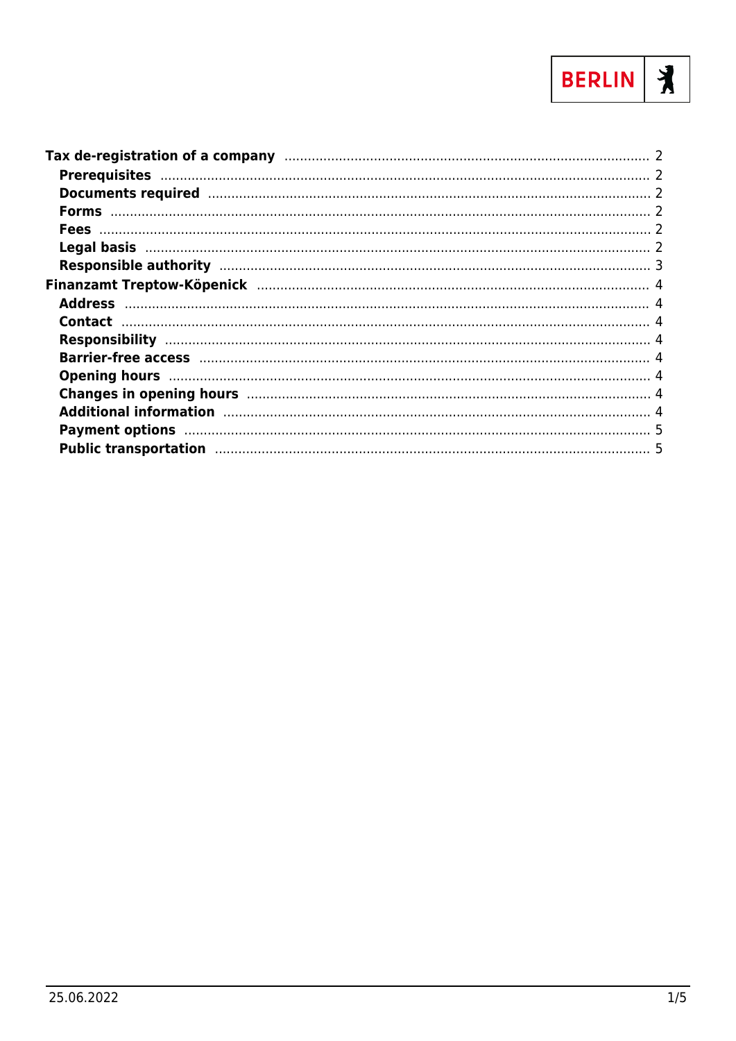- **Tax de-registration of a company** ..... 2
  - **Prerequisites** ..... 2
  - **Documents required** ..... 2
  - **Forms** ..... 2
  - **Fees** ..... 2
  - **Legal basis** ..... 2
  - **Responsible authority** ..... 3
- **Finanzamt Treptow-Köpenick** ..... 4
  - **Address** ..... 4
  - **Contact** ..... 4
  - **Responsibility** ..... 4
  - **Barrier-free access** ..... 4
  - **Opening hours** ..... 4
  - **Changes in opening hours** ..... 4
  - **Additional information** ..... 4
  - **Payment options** ..... 5
  - **Public transportation** ..... 5

25.06.2022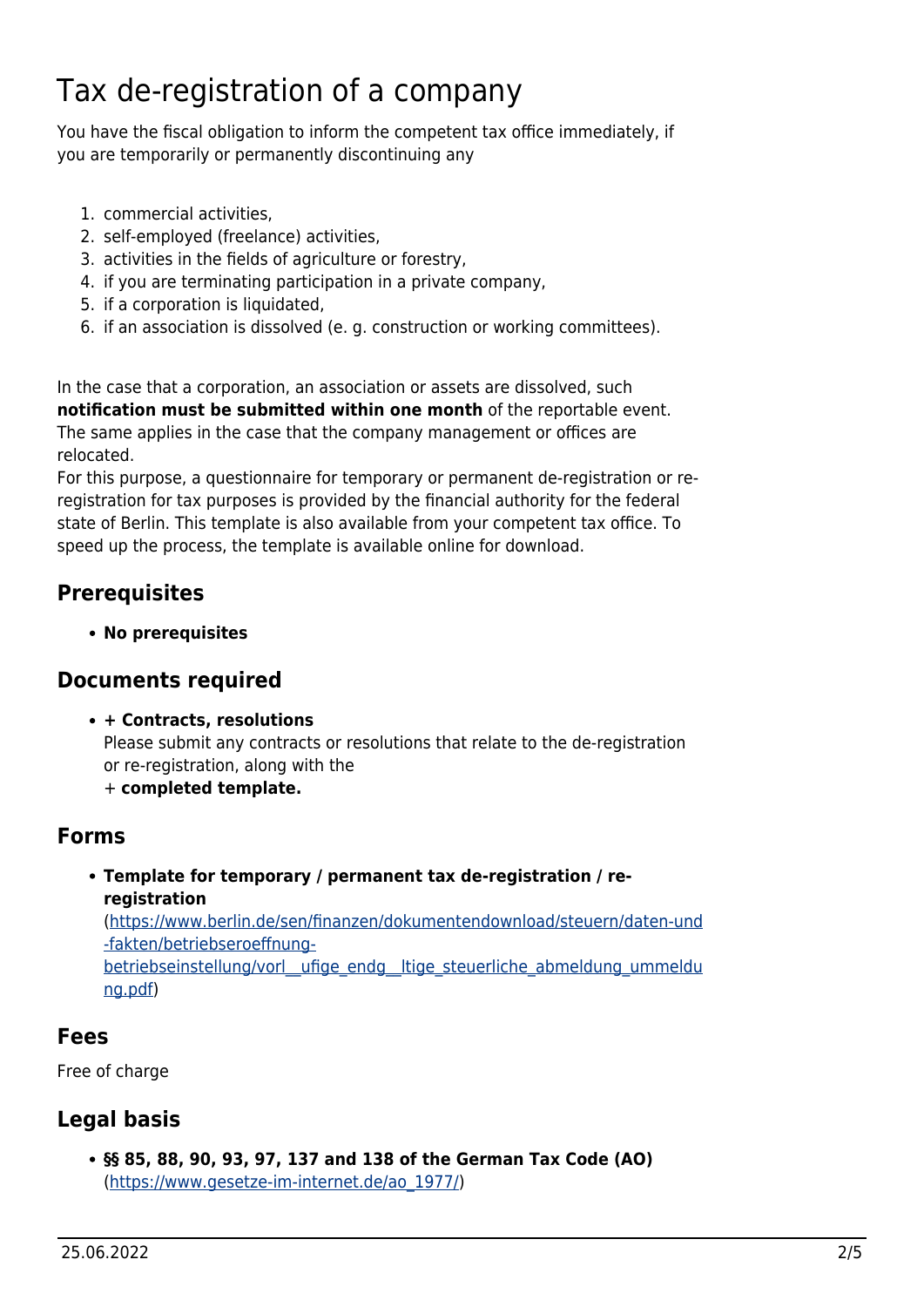# Tax de-registration of a company

You have the fiscal obligation to inform the competent tax office immediately, if you are temporarily or permanently discontinuing any

1. commercial activities,
2. self-employed (freelance) activities,
3. activities in the fields of agriculture or forestry,
4. if you are terminating participation in a private company,
5. if a corporation is liquidated,
6. if an association is dissolved (e. g. construction or working committees).

In the case that a corporation, an association or assets are dissolved, such **notification must be submitted within one month** of the reportable event. The same applies in the case that the company management or offices are relocated.
For this purpose, a questionnaire for temporary or permanent de-registration or re-registration for tax purposes is provided by the financial authority for the federal state of Berlin. This template is also available from your competent tax office. To speed up the process, the template is available online for download.

## Prerequisites

- **No prerequisites**

## Documents required

- **+ Contracts, resolutions**
  Please submit any contracts or resolutions that relate to the de-registration or re-registration, along with the
  \+ **completed template.**

## Forms

- **Template for temporary / permanent tax de-registration / re-registration**
  (https://www.berlin.de/sen/finanzen/dokumentendownload/steuern/daten-und-fakten/betriebseroeffnung-betriebseinstellung/vorl__ufige_endg__ltige_steuerliche_abmeldung_ummeldung.pdf)

## Fees

Free of charge

## Legal basis

- **§§ 85, 88, 90, 93, 97, 137 and 138 of the German Tax Code (AO)**
  (https://www.gesetze-im-internet.de/ao_1977/)

25.06.2022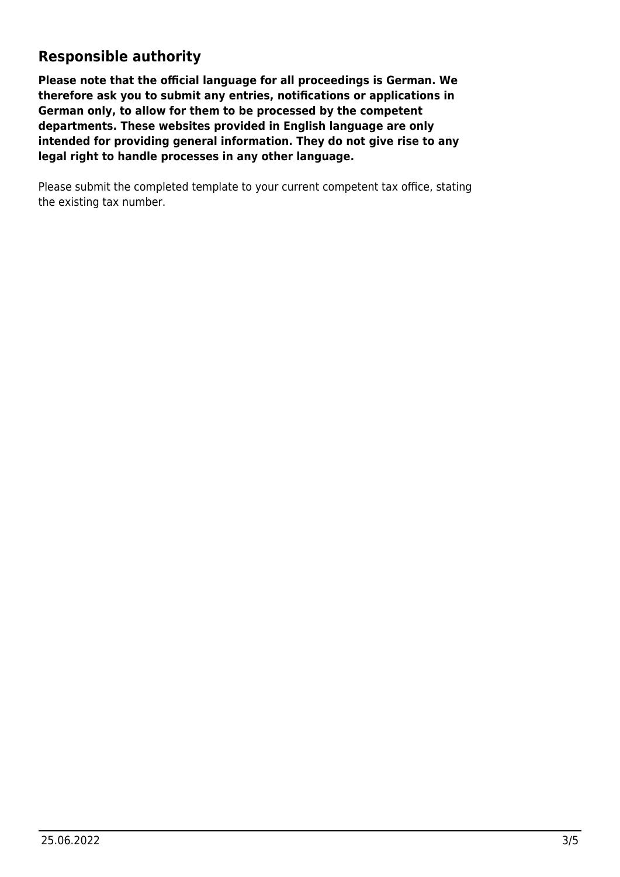## Responsible authority

**Please note that the official language for all proceedings is German. We therefore ask you to submit any entries, notifications or applications in German only, to allow for them to be processed by the competent departments. These websites provided in English language are only intended for providing general information. They do not give rise to any legal right to handle processes in any other language.**

Please submit the completed template to your current competent tax office, stating the existing tax number.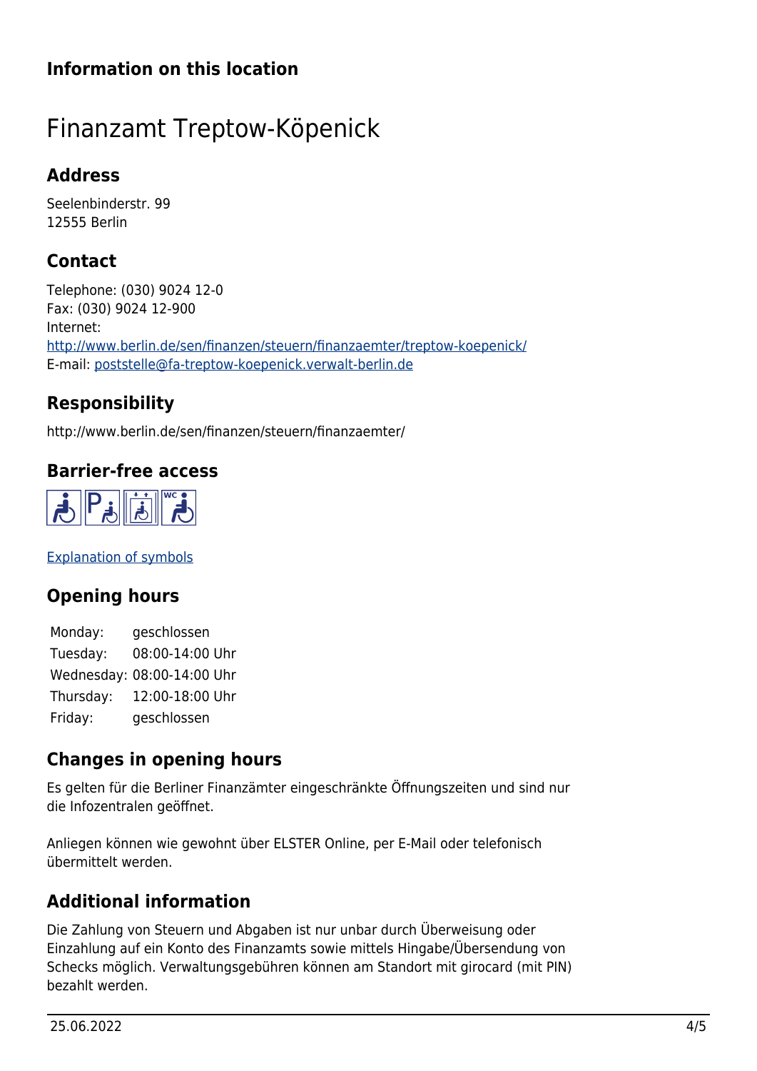## Information on this location

# Finanzamt Treptow-Köpenick

### Address

Seelenbinderstr. 99
12555 Berlin

### Contact

Telephone: (030) 9024 12-0
Fax: (030) 9024 12-900
Internet:
http://www.berlin.de/sen/finanzen/steuern/finanzaemter/treptow-koepenick/
E-mail: poststelle@fa-treptow-koepenick.verwalt-berlin.de

### Responsibility

http://www.berlin.de/sen/finanzen/steuern/finanzaemter/

### Barrier-free access

Explanation of symbols

### Opening hours

| | |
|---|---|
| Monday: | geschlossen |
| Tuesday: | 08:00-14:00 Uhr |
| Wednesday: | 08:00-14:00 Uhr |
| Thursday: | 12:00-18:00 Uhr |
| Friday: | geschlossen |

### Changes in opening hours

Es gelten für die Berliner Finanzämter eingeschränkte Öffnungszeiten und sind nur die Infozentralen geöffnet.

Anliegen können wie gewohnt über ELSTER Online, per E-Mail oder telefonisch übermittelt werden.

### Additional information

Die Zahlung von Steuern und Abgaben ist nur unbar durch Überweisung oder Einzahlung auf ein Konto des Finanzamts sowie mittels Hingabe/Übersendung von Schecks möglich. Verwaltungsgebühren können am Standort mit girocard (mit PIN) bezahlt werden.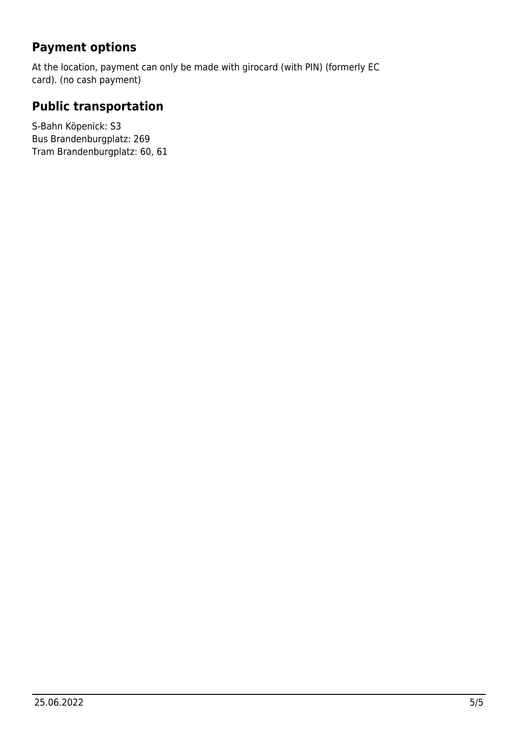## Payment options

At the location, payment can only be made with girocard (with PIN) (formerly EC card). (no cash payment)

## Public transportation

S-Bahn Köpenick: S3
Bus Brandenburgplatz: 269
Tram Brandenburgplatz: 60, 61